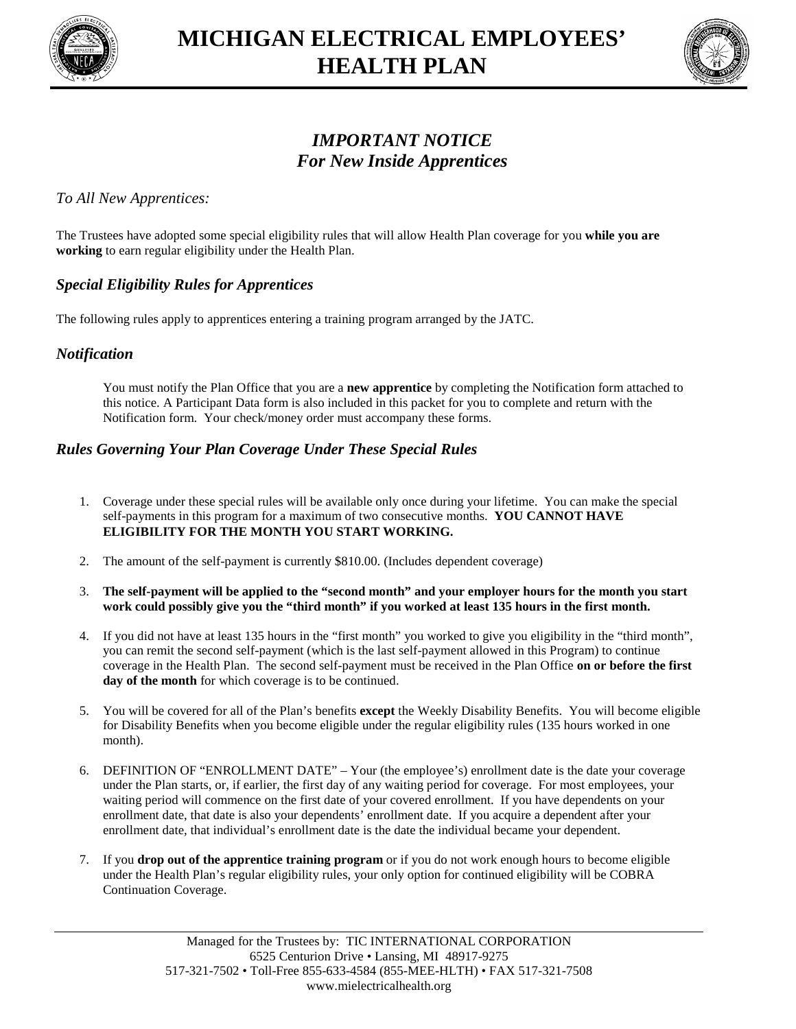# MICHIGAN ELECTRICAL EMPLOYEES' HEALTH PLAN

## *IMPORTANT NOTICE*
## *For New Inside Apprentices*

*To All New Apprentices:*

The Trustees have adopted some special eligibility rules that will allow Health Plan coverage for you **while you are working** to earn regular eligibility under the Health Plan.

### *Special Eligibility Rules for Apprentices*

The following rules apply to apprentices entering a training program arranged by the JATC.

### *Notification*

You must notify the Plan Office that you are a **new apprentice** by completing the Notification form attached to this notice. A Participant Data form is also included in this packet for you to complete and return with the Notification form. Your check/money order must accompany these forms.

### *Rules Governing Your Plan Coverage Under These Special Rules*

1. Coverage under these special rules will be available only once during your lifetime. You can make the special self-payments in this program for a maximum of two consecutive months. **YOU CANNOT HAVE ELIGIBILITY FOR THE MONTH YOU START WORKING.**

2. The amount of the self-payment is currently $810.00. (Includes dependent coverage)

3. **The self-payment will be applied to the "second month" and your employer hours for the month you start work could possibly give you the "third month" if you worked at least 135 hours in the first month.**

4. If you did not have at least 135 hours in the "first month" you worked to give you eligibility in the "third month", you can remit the second self-payment (which is the last self-payment allowed in this Program) to continue coverage in the Health Plan. The second self-payment must be received in the Plan Office **on or before the first day of the month** for which coverage is to be continued.

5. You will be covered for all of the Plan's benefits **except** the Weekly Disability Benefits. You will become eligible for Disability Benefits when you become eligible under the regular eligibility rules (135 hours worked in one month).

6. DEFINITION OF "ENROLLMENT DATE" – Your (the employee's) enrollment date is the date your coverage under the Plan starts, or, if earlier, the first day of any waiting period for coverage. For most employees, your waiting period will commence on the first date of your covered enrollment. If you have dependents on your enrollment date, that date is also your dependents' enrollment date. If you acquire a dependent after your enrollment date, that individual's enrollment date is the date the individual became your dependent.

7. If you **drop out of the apprentice training program** or if you do not work enough hours to become eligible under the Health Plan's regular eligibility rules, your only option for continued eligibility will be COBRA Continuation Coverage.

Managed for the Trustees by: TIC INTERNATIONAL CORPORATION
6525 Centurion Drive • Lansing, MI 48917-9275
517-321-7502 • Toll-Free 855-633-4584 (855-MEE-HLTH) • FAX 517-321-7508
www.mielectricalhealth.org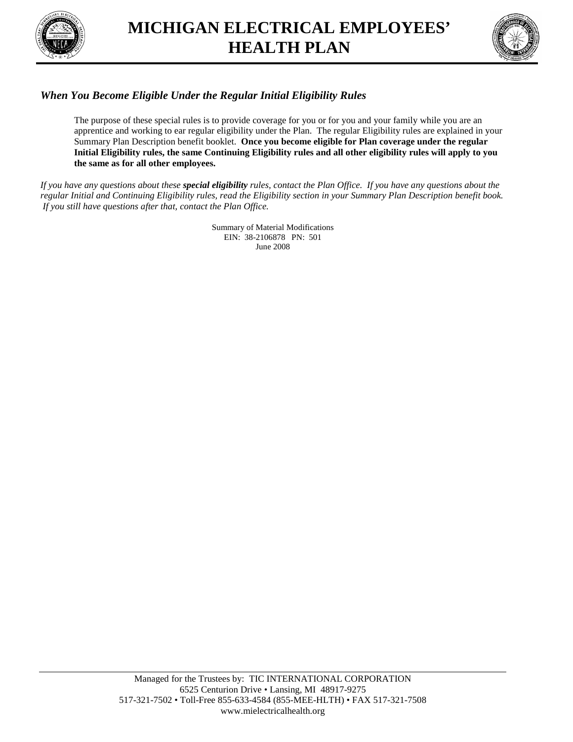# MICHIGAN ELECTRICAL EMPLOYEES' HEALTH PLAN

### *When You Become Eligible Under the Regular Initial Eligibility Rules*

The purpose of these special rules is to provide coverage for you or for you and your family while you are an apprentice and working to ear regular eligibility under the Plan. The regular Eligibility rules are explained in your Summary Plan Description benefit booklet. **Once you become eligible for Plan coverage under the regular Initial Eligibility rules, the same Continuing Eligibility rules and all other eligibility rules will apply to you the same as for all other employees.**

*If you have any questions about these **special eligibility** rules, contact the Plan Office. If you have any questions about the regular Initial and Continuing Eligibility rules, read the Eligibility section in your Summary Plan Description benefit book. If you still have questions after that, contact the Plan Office.*

Summary of Material Modifications
EIN: 38-2106878 PN: 501
June 2008

Managed for the Trustees by: TIC INTERNATIONAL CORPORATION
6525 Centurion Drive • Lansing, MI 48917-9275
517-321-7502 • Toll-Free 855-633-4584 (855-MEE-HLTH) • FAX 517-321-7508
www.mielectricalhealth.org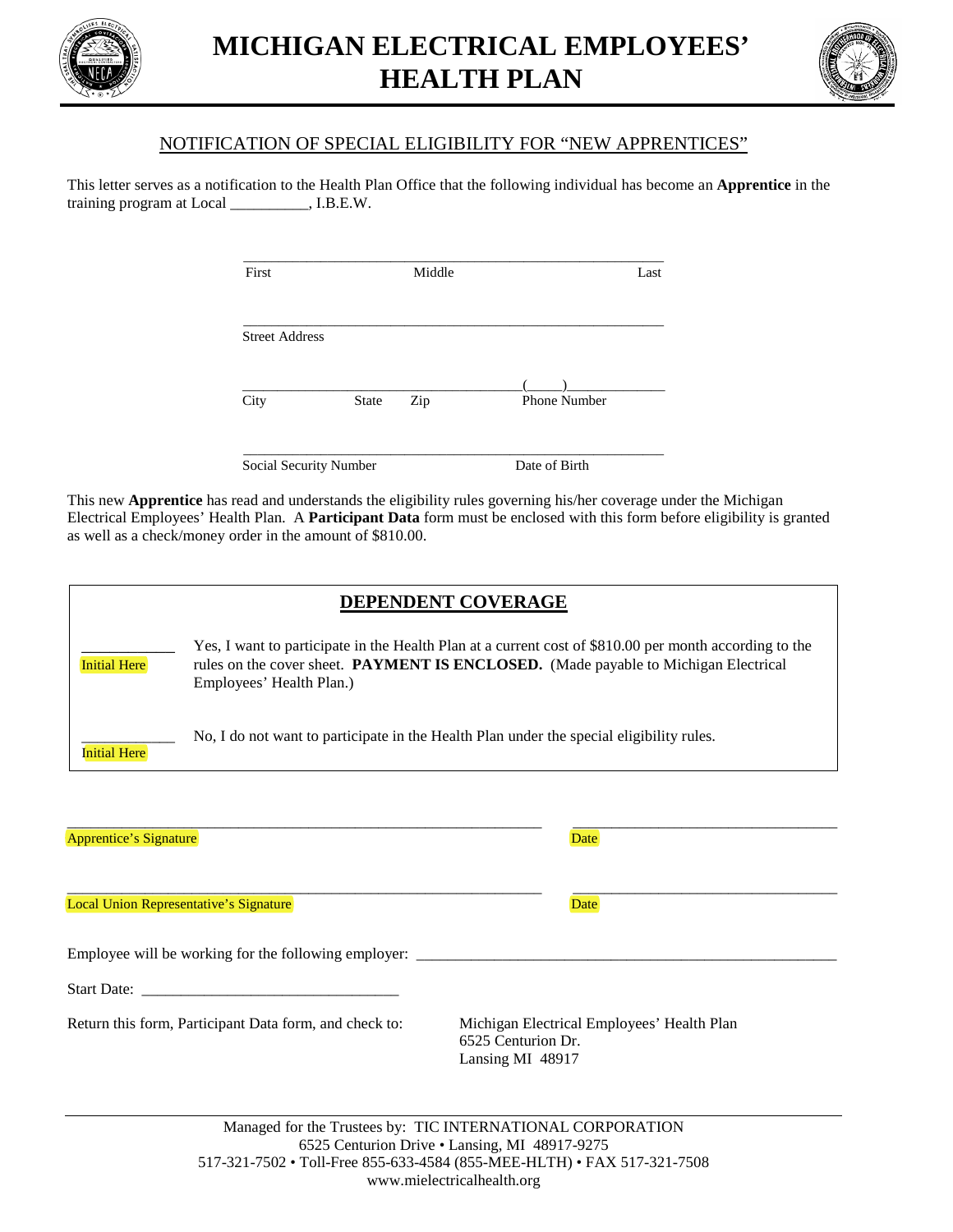# MICHIGAN ELECTRICAL EMPLOYEES' HEALTH PLAN

## NOTIFICATION OF SPECIAL ELIGIBILITY FOR "NEW APPRENTICES"

This letter serves as a notification to the Health Plan Office that the following individual has become an **Apprentice** in the training program at Local __________, I.B.E.W.

_______________________________________________
First Middle Last

_______________________________________________
Street Address

_______________________________________________ (_____)_____________
City State Zip Phone Number

_______________________________________________
Social Security Number Date of Birth

This new **Apprentice** has read and understands the eligibility rules governing his/her coverage under the Michigan Electrical Employees' Health Plan. A **Participant Data** form must be enclosed with this form before eligibility is granted as well as a check/money order in the amount of $810.00.

### DEPENDENT COVERAGE

____________
Initial Here

Yes, I want to participate in the Health Plan at a current cost of $810.00 per month according to the rules on the cover sheet. **PAYMENT IS ENCLOSED.** (Made payable to Michigan Electrical Employees' Health Plan.)

____________
Initial Here

No, I do not want to participate in the Health Plan under the special eligibility rules.

_______________________________________________ ____________________________
Apprentice's Signature Date

_______________________________________________ ____________________________
Local Union Representative's Signature Date

Employee will be working for the following employer: ________________________________________

Start Date: ________________________________

Return this form, Participant Data form, and check to:

Michigan Electrical Employees' Health Plan
6525 Centurion Dr.
Lansing MI 48917

Managed for the Trustees by: TIC INTERNATIONAL CORPORATION
6525 Centurion Drive • Lansing, MI 48917-9275
517-321-7502 • Toll-Free 855-633-4584 (855-MEE-HLTH) • FAX 517-321-7508
www.mielectricalhealth.org